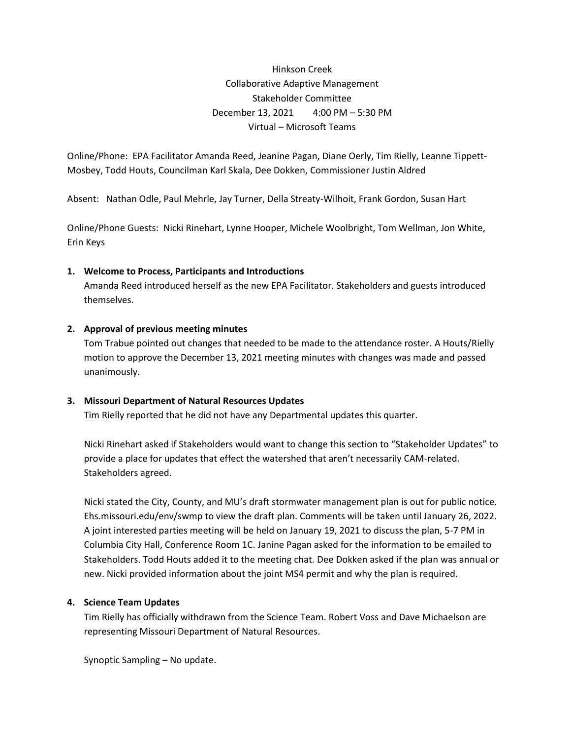Hinkson Creek
Collaborative Adaptive Management
Stakeholder Committee
December 13, 2021 4:00 PM – 5:30 PM
Virtual – Microsoft Teams

Online/Phone: EPA Facilitator Amanda Reed, Jeanine Pagan, Diane Oerly, Tim Rielly, Leanne Tippett-Mosbey, Todd Houts, Councilman Karl Skala, Dee Dokken, Commissioner Justin Aldred

Absent: Nathan Odle, Paul Mehrle, Jay Turner, Della Streaty-Wilhoit, Frank Gordon, Susan Hart

Online/Phone Guests: Nicki Rinehart, Lynne Hooper, Michele Woolbright, Tom Wellman, Jon White, Erin Keys

**1. Welcome to Process, Participants and Introductions**

Amanda Reed introduced herself as the new EPA Facilitator. Stakeholders and guests introduced themselves.

**2. Approval of previous meeting minutes**

Tom Trabue pointed out changes that needed to be made to the attendance roster. A Houts/Rielly motion to approve the December 13, 2021 meeting minutes with changes was made and passed unanimously.

**3. Missouri Department of Natural Resources Updates**

Tim Rielly reported that he did not have any Departmental updates this quarter.

Nicki Rinehart asked if Stakeholders would want to change this section to "Stakeholder Updates" to provide a place for updates that effect the watershed that aren't necessarily CAM-related. Stakeholders agreed.

Nicki stated the City, County, and MU's draft stormwater management plan is out for public notice. Ehs.missouri.edu/env/swmp to view the draft plan. Comments will be taken until January 26, 2022. A joint interested parties meeting will be held on January 19, 2021 to discuss the plan, 5-7 PM in Columbia City Hall, Conference Room 1C. Janine Pagan asked for the information to be emailed to Stakeholders. Todd Houts added it to the meeting chat. Dee Dokken asked if the plan was annual or new. Nicki provided information about the joint MS4 permit and why the plan is required.

**4. Science Team Updates**

Tim Rielly has officially withdrawn from the Science Team. Robert Voss and Dave Michaelson are representing Missouri Department of Natural Resources.

Synoptic Sampling – No update.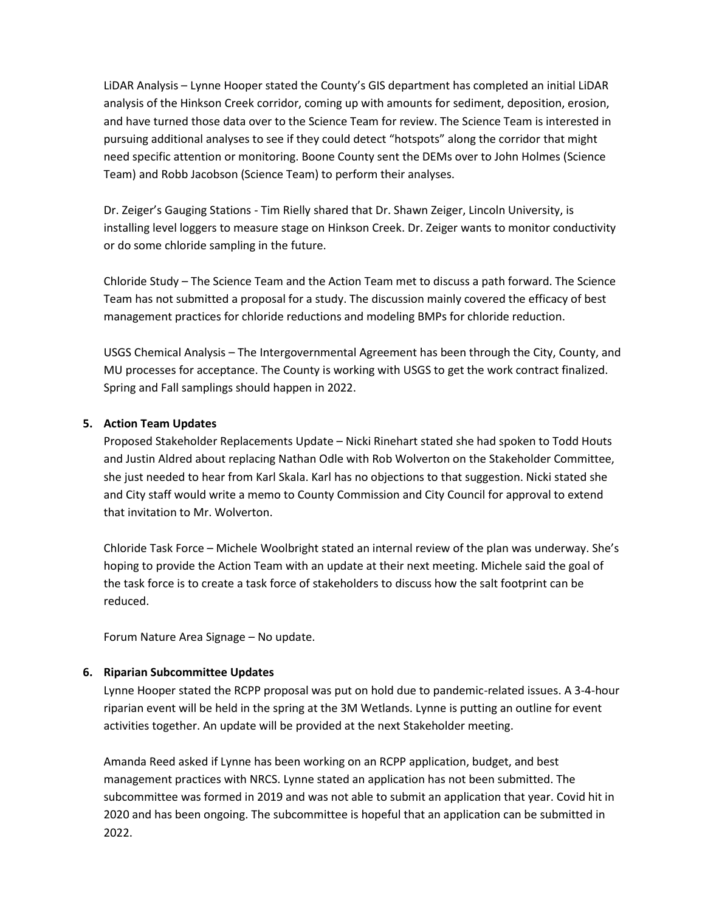LiDAR Analysis – Lynne Hooper stated the County's GIS department has completed an initial LiDAR analysis of the Hinkson Creek corridor, coming up with amounts for sediment, deposition, erosion, and have turned those data over to the Science Team for review. The Science Team is interested in pursuing additional analyses to see if they could detect "hotspots" along the corridor that might need specific attention or monitoring. Boone County sent the DEMs over to John Holmes (Science Team) and Robb Jacobson (Science Team) to perform their analyses.

Dr. Zeiger's Gauging Stations - Tim Rielly shared that Dr. Shawn Zeiger, Lincoln University, is installing level loggers to measure stage on Hinkson Creek. Dr. Zeiger wants to monitor conductivity or do some chloride sampling in the future.

Chloride Study – The Science Team and the Action Team met to discuss a path forward. The Science Team has not submitted a proposal for a study. The discussion mainly covered the efficacy of best management practices for chloride reductions and modeling BMPs for chloride reduction.

USGS Chemical Analysis – The Intergovernmental Agreement has been through the City, County, and MU processes for acceptance. The County is working with USGS to get the work contract finalized. Spring and Fall samplings should happen in 2022.

**5. Action Team Updates**

Proposed Stakeholder Replacements Update – Nicki Rinehart stated she had spoken to Todd Houts and Justin Aldred about replacing Nathan Odle with Rob Wolverton on the Stakeholder Committee, she just needed to hear from Karl Skala. Karl has no objections to that suggestion. Nicki stated she and City staff would write a memo to County Commission and City Council for approval to extend that invitation to Mr. Wolverton.

Chloride Task Force – Michele Woolbright stated an internal review of the plan was underway. She's hoping to provide the Action Team with an update at their next meeting. Michele said the goal of the task force is to create a task force of stakeholders to discuss how the salt footprint can be reduced.

Forum Nature Area Signage – No update.

**6. Riparian Subcommittee Updates**

Lynne Hooper stated the RCPP proposal was put on hold due to pandemic-related issues. A 3-4-hour riparian event will be held in the spring at the 3M Wetlands. Lynne is putting an outline for event activities together. An update will be provided at the next Stakeholder meeting.

Amanda Reed asked if Lynne has been working on an RCPP application, budget, and best management practices with NRCS. Lynne stated an application has not been submitted. The subcommittee was formed in 2019 and was not able to submit an application that year. Covid hit in 2020 and has been ongoing. The subcommittee is hopeful that an application can be submitted in 2022.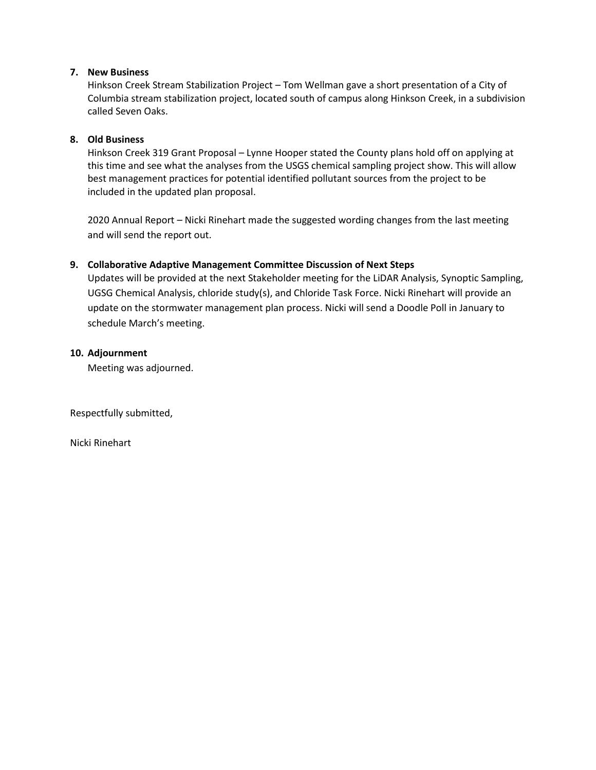7. **New Business**

   Hinkson Creek Stream Stabilization Project – Tom Wellman gave a short presentation of a City of Columbia stream stabilization project, located south of campus along Hinkson Creek, in a subdivision called Seven Oaks.

8. **Old Business**

   Hinkson Creek 319 Grant Proposal – Lynne Hooper stated the County plans hold off on applying at this time and see what the analyses from the USGS chemical sampling project show. This will allow best management practices for potential identified pollutant sources from the project to be included in the updated plan proposal.

   2020 Annual Report – Nicki Rinehart made the suggested wording changes from the last meeting and will send the report out.

9. **Collaborative Adaptive Management Committee Discussion of Next Steps**

   Updates will be provided at the next Stakeholder meeting for the LiDAR Analysis, Synoptic Sampling, UGSG Chemical Analysis, chloride study(s), and Chloride Task Force. Nicki Rinehart will provide an update on the stormwater management plan process. Nicki will send a Doodle Poll in January to schedule March's meeting.

10. **Adjournment**

    Meeting was adjourned.

Respectfully submitted,

Nicki Rinehart